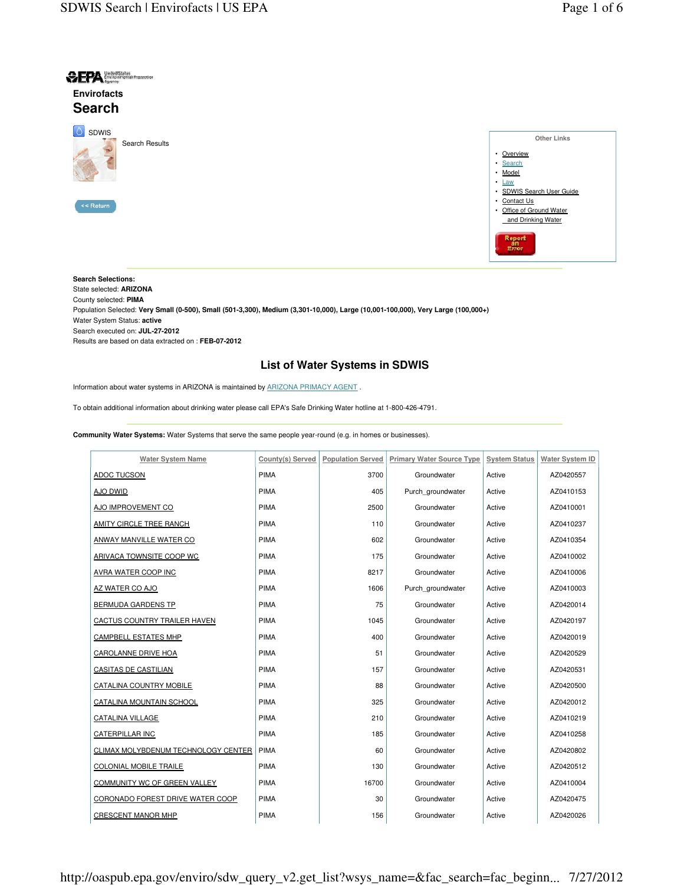Envirofacts

# Search

SDWIS

Search Results

<< Return

Other Links

- Overview
- Search
- Model
- Law
- SDWIS Search User Guide
- Contact Us
- Office of Ground Water and Drinking Water

Report an Error

**Search Selections:**
State selected: **ARIZONA**
County selected: **PIMA**
Population Selected: **Very Small (0-500), Small (501-3,300), Medium (3,301-10,000), Large (10,001-100,000), Very Large (100,000+)**
Water System Status: **active**
Search executed on: **JUL-27-2012**
Results are based on data extracted on : **FEB-07-2012**

## List of Water Systems in SDWIS

Information about water systems in ARIZONA is maintained by ARIZONA PRIMACY AGENT .

To obtain additional information about drinking water please call EPA's Safe Drinking Water hotline at 1-800-426-4791.

**Community Water Systems:** Water Systems that serve the same people year-round (e.g. in homes or businesses).

| Water System Name | County(s) Served | Population Served | Primary Water Source Type | System Status | Water System ID |
|---|---|---|---|---|---|
| ADOC TUCSON | PIMA | 3700 | Groundwater | Active | AZ0420557 |
| AJO DWID | PIMA | 405 | Purch_groundwater | Active | AZ0410153 |
| AJO IMPROVEMENT CO | PIMA | 2500 | Groundwater | Active | AZ0410001 |
| AMITY CIRCLE TREE RANCH | PIMA | 110 | Groundwater | Active | AZ0410237 |
| ANWAY MANVILLE WATER CO | PIMA | 602 | Groundwater | Active | AZ0410354 |
| ARIVACA TOWNSITE COOP WC | PIMA | 175 | Groundwater | Active | AZ0410002 |
| AVRA WATER COOP INC | PIMA | 8217 | Groundwater | Active | AZ0410006 |
| AZ WATER CO AJO | PIMA | 1606 | Purch_groundwater | Active | AZ0410003 |
| BERMUDA GARDENS TP | PIMA | 75 | Groundwater | Active | AZ0420014 |
| CACTUS COUNTRY TRAILER HAVEN | PIMA | 1045 | Groundwater | Active | AZ0420197 |
| CAMPBELL ESTATES MHP | PIMA | 400 | Groundwater | Active | AZ0420019 |
| CAROLANNE DRIVE HOA | PIMA | 51 | Groundwater | Active | AZ0420529 |
| CASITAS DE CASTILIAN | PIMA | 157 | Groundwater | Active | AZ0420531 |
| CATALINA COUNTRY MOBILE | PIMA | 88 | Groundwater | Active | AZ0420500 |
| CATALINA MOUNTAIN SCHOOL | PIMA | 325 | Groundwater | Active | AZ0420012 |
| CATALINA VILLAGE | PIMA | 210 | Groundwater | Active | AZ0410219 |
| CATERPILLAR INC | PIMA | 185 | Groundwater | Active | AZ0410258 |
| CLIMAX MOLYBDENUM TECHNOLOGY CENTER | PIMA | 60 | Groundwater | Active | AZ0420802 |
| COLONIAL MOBILE TRAILE | PIMA | 130 | Groundwater | Active | AZ0420512 |
| COMMUNITY WC OF GREEN VALLEY | PIMA | 16700 | Groundwater | Active | AZ0410004 |
| CORONADO FOREST DRIVE WATER COOP | PIMA | 30 | Groundwater | Active | AZ0420475 |
| CRESCENT MANOR MHP | PIMA | 156 | Groundwater | Active | AZ0420026 |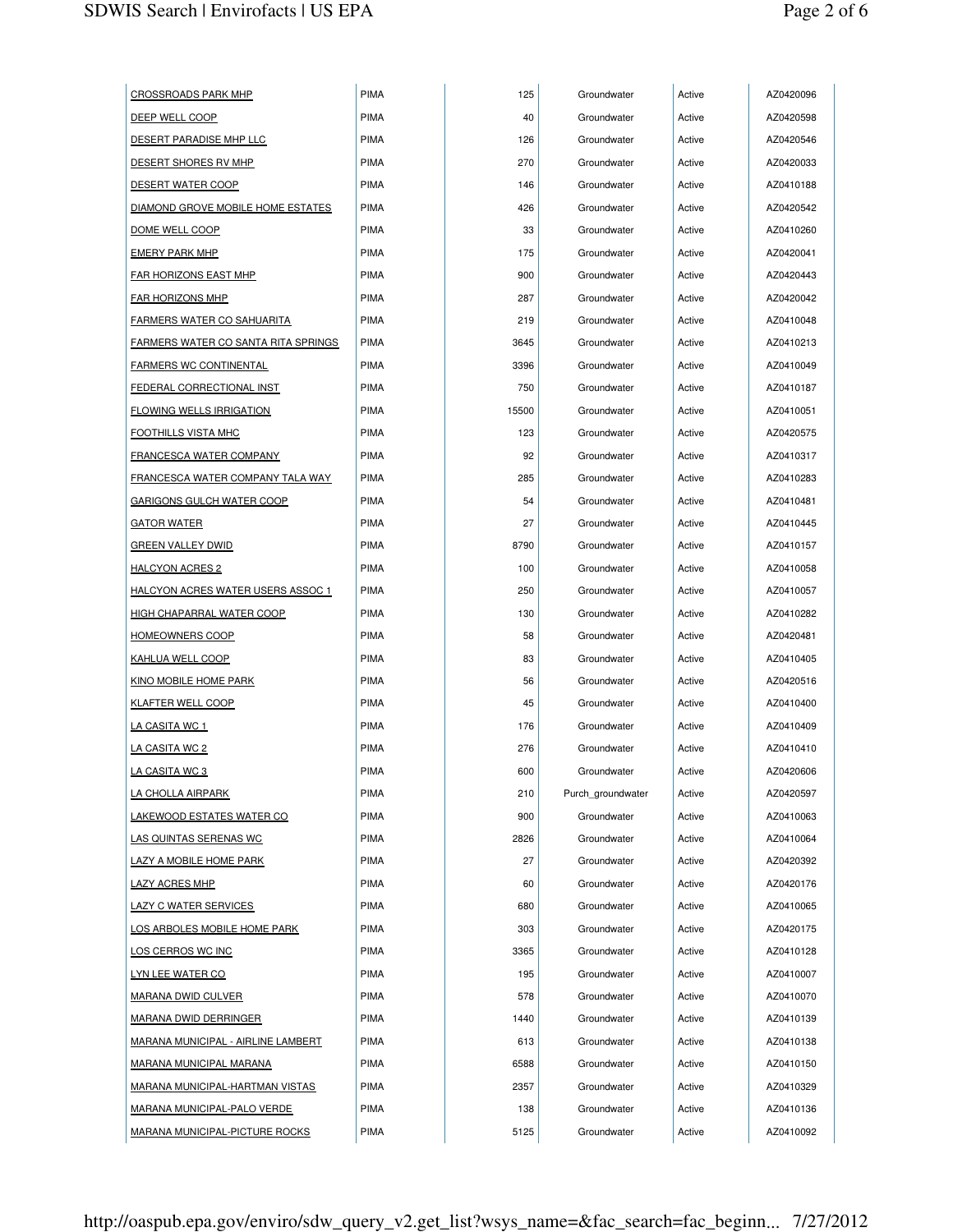| | | | | | |
|---|---|---|---|---|---|
| CROSSROADS PARK MHP | PIMA | 125 | Groundwater | Active | AZ0420096 |
| DEEP WELL COOP | PIMA | 40 | Groundwater | Active | AZ0420598 |
| DESERT PARADISE MHP LLC | PIMA | 126 | Groundwater | Active | AZ0420546 |
| DESERT SHORES RV MHP | PIMA | 270 | Groundwater | Active | AZ0420033 |
| DESERT WATER COOP | PIMA | 146 | Groundwater | Active | AZ0410188 |
| DIAMOND GROVE MOBILE HOME ESTATES | PIMA | 426 | Groundwater | Active | AZ0420542 |
| DOME WELL COOP | PIMA | 33 | Groundwater | Active | AZ0410260 |
| EMERY PARK MHP | PIMA | 175 | Groundwater | Active | AZ0420041 |
| FAR HORIZONS EAST MHP | PIMA | 900 | Groundwater | Active | AZ0420443 |
| FAR HORIZONS MHP | PIMA | 287 | Groundwater | Active | AZ0420042 |
| FARMERS WATER CO SAHUARITA | PIMA | 219 | Groundwater | Active | AZ0410048 |
| FARMERS WATER CO SANTA RITA SPRINGS | PIMA | 3645 | Groundwater | Active | AZ0410213 |
| FARMERS WC CONTINENTAL | PIMA | 3396 | Groundwater | Active | AZ0410049 |
| FEDERAL CORRECTIONAL INST | PIMA | 750 | Groundwater | Active | AZ0410187 |
| FLOWING WELLS IRRIGATION | PIMA | 15500 | Groundwater | Active | AZ0410051 |
| FOOTHILLS VISTA MHC | PIMA | 123 | Groundwater | Active | AZ0420575 |
| FRANCESCA WATER COMPANY | PIMA | 92 | Groundwater | Active | AZ0410317 |
| FRANCESCA WATER COMPANY TALA WAY | PIMA | 285 | Groundwater | Active | AZ0410283 |
| GARIGONS GULCH WATER COOP | PIMA | 54 | Groundwater | Active | AZ0410481 |
| GATOR WATER | PIMA | 27 | Groundwater | Active | AZ0410445 |
| GREEN VALLEY DWID | PIMA | 8790 | Groundwater | Active | AZ0410157 |
| HALCYON ACRES 2 | PIMA | 100 | Groundwater | Active | AZ0410058 |
| HALCYON ACRES WATER USERS ASSOC 1 | PIMA | 250 | Groundwater | Active | AZ0410057 |
| HIGH CHAPARRAL WATER COOP | PIMA | 130 | Groundwater | Active | AZ0410282 |
| HOMEOWNERS COOP | PIMA | 58 | Groundwater | Active | AZ0420481 |
| KAHLUA WELL COOP | PIMA | 83 | Groundwater | Active | AZ0410405 |
| KINO MOBILE HOME PARK | PIMA | 56 | Groundwater | Active | AZ0420516 |
| KLAFTER WELL COOP | PIMA | 45 | Groundwater | Active | AZ0410400 |
| LA CASITA WC 1 | PIMA | 176 | Groundwater | Active | AZ0410409 |
| LA CASITA WC 2 | PIMA | 276 | Groundwater | Active | AZ0410410 |
| LA CASITA WC 3 | PIMA | 600 | Groundwater | Active | AZ0420606 |
| LA CHOLLA AIRPARK | PIMA | 210 | Purch_groundwater | Active | AZ0420597 |
| LAKEWOOD ESTATES WATER CO | PIMA | 900 | Groundwater | Active | AZ0410063 |
| LAS QUINTAS SERENAS WC | PIMA | 2826 | Groundwater | Active | AZ0410064 |
| LAZY A MOBILE HOME PARK | PIMA | 27 | Groundwater | Active | AZ0420392 |
| LAZY ACRES MHP | PIMA | 60 | Groundwater | Active | AZ0420176 |
| LAZY C WATER SERVICES | PIMA | 680 | Groundwater | Active | AZ0410065 |
| LOS ARBOLES MOBILE HOME PARK | PIMA | 303 | Groundwater | Active | AZ0420175 |
| LOS CERROS WC INC | PIMA | 3365 | Groundwater | Active | AZ0410128 |
| LYN LEE WATER CO | PIMA | 195 | Groundwater | Active | AZ0410007 |
| MARANA DWID CULVER | PIMA | 578 | Groundwater | Active | AZ0410070 |
| MARANA DWID DERRINGER | PIMA | 1440 | Groundwater | Active | AZ0410139 |
| MARANA MUNICIPAL - AIRLINE LAMBERT | PIMA | 613 | Groundwater | Active | AZ0410138 |
| MARANA MUNICIPAL MARANA | PIMA | 6588 | Groundwater | Active | AZ0410150 |
| MARANA MUNICIPAL-HARTMAN VISTAS | PIMA | 2357 | Groundwater | Active | AZ0410329 |
| MARANA MUNICIPAL-PALO VERDE | PIMA | 138 | Groundwater | Active | AZ0410136 |
| MARANA MUNICIPAL-PICTURE ROCKS | PIMA | 5125 | Groundwater | Active | AZ0410092 |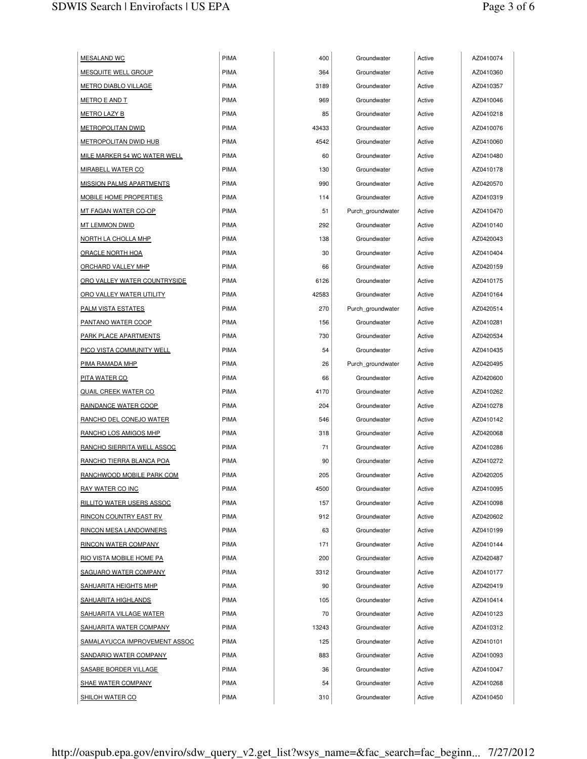| | | | | | |
|---|---|---|---|---|---|
| MESALAND WC | PIMA | 400 | Groundwater | Active | AZ0410074 |
| MESQUITE WELL GROUP | PIMA | 364 | Groundwater | Active | AZ0410360 |
| METRO DIABLO VILLAGE | PIMA | 3189 | Groundwater | Active | AZ0410357 |
| METRO E AND T | PIMA | 969 | Groundwater | Active | AZ0410046 |
| METRO LAZY B | PIMA | 85 | Groundwater | Active | AZ0410218 |
| METROPOLITAN DWID | PIMA | 43433 | Groundwater | Active | AZ0410076 |
| METROPOLITAN DWID HUB | PIMA | 4542 | Groundwater | Active | AZ0410060 |
| MILE MARKER 54 WC WATER WELL | PIMA | 60 | Groundwater | Active | AZ0410480 |
| MIRABELL WATER CO | PIMA | 130 | Groundwater | Active | AZ0410178 |
| MISSION PALMS APARTMENTS | PIMA | 990 | Groundwater | Active | AZ0420570 |
| MOBILE HOME PROPERTIES | PIMA | 114 | Groundwater | Active | AZ0410319 |
| MT FAGAN WATER CO-OP | PIMA | 51 | Purch_groundwater | Active | AZ0410470 |
| MT LEMMON DWID | PIMA | 292 | Groundwater | Active | AZ0410140 |
| NORTH LA CHOLLA MHP | PIMA | 138 | Groundwater | Active | AZ0420043 |
| ORACLE NORTH HOA | PIMA | 30 | Groundwater | Active | AZ0410404 |
| ORCHARD VALLEY MHP | PIMA | 66 | Groundwater | Active | AZ0420159 |
| ORO VALLEY WATER COUNTRYSIDE | PIMA | 6126 | Groundwater | Active | AZ0410175 |
| ORO VALLEY WATER UTILITY | PIMA | 42583 | Groundwater | Active | AZ0410164 |
| PALM VISTA ESTATES | PIMA | 270 | Purch_groundwater | Active | AZ0420514 |
| PANTANO WATER COOP | PIMA | 156 | Groundwater | Active | AZ0410281 |
| PARK PLACE APARTMENTS | PIMA | 730 | Groundwater | Active | AZ0420534 |
| PICO VISTA COMMUNITY WELL | PIMA | 54 | Groundwater | Active | AZ0410435 |
| PIMA RAMADA MHP | PIMA | 26 | Purch_groundwater | Active | AZ0420495 |
| PITA WATER CO | PIMA | 66 | Groundwater | Active | AZ0420600 |
| QUAIL CREEK WATER CO | PIMA | 4170 | Groundwater | Active | AZ0410262 |
| RAINDANCE WATER COOP | PIMA | 204 | Groundwater | Active | AZ0410278 |
| RANCHO DEL CONEJO WATER | PIMA | 546 | Groundwater | Active | AZ0410142 |
| RANCHO LOS AMIGOS MHP | PIMA | 318 | Groundwater | Active | AZ0420068 |
| RANCHO SIERRITA WELL ASSOC | PIMA | 71 | Groundwater | Active | AZ0410286 |
| RANCHO TIERRA BLANCA POA | PIMA | 90 | Groundwater | Active | AZ0410272 |
| RANCHWOOD MOBILE PARK COM | PIMA | 205 | Groundwater | Active | AZ0420205 |
| RAY WATER CO INC | PIMA | 4500 | Groundwater | Active | AZ0410095 |
| RILLITO WATER USERS ASSOC | PIMA | 157 | Groundwater | Active | AZ0410098 |
| RINCON COUNTRY EAST RV | PIMA | 912 | Groundwater | Active | AZ0420602 |
| RINCON MESA LANDOWNERS | PIMA | 63 | Groundwater | Active | AZ0410199 |
| RINCON WATER COMPANY | PIMA | 171 | Groundwater | Active | AZ0410144 |
| RIO VISTA MOBILE HOME PA | PIMA | 200 | Groundwater | Active | AZ0420487 |
| SAGUARO WATER COMPANY | PIMA | 3312 | Groundwater | Active | AZ0410177 |
| SAHUARITA HEIGHTS MHP | PIMA | 90 | Groundwater | Active | AZ0420419 |
| SAHUARITA HIGHLANDS | PIMA | 105 | Groundwater | Active | AZ0410414 |
| SAHUARITA VILLAGE WATER | PIMA | 70 | Groundwater | Active | AZ0410123 |
| SAHUARITA WATER COMPANY | PIMA | 13243 | Groundwater | Active | AZ0410312 |
| SAMALAYUCCA IMPROVEMENT ASSOC | PIMA | 125 | Groundwater | Active | AZ0410101 |
| SANDARIO WATER COMPANY | PIMA | 883 | Groundwater | Active | AZ0410093 |
| SASABE BORDER VILLAGE | PIMA | 36 | Groundwater | Active | AZ0410047 |
| SHAE WATER COMPANY | PIMA | 54 | Groundwater | Active | AZ0410268 |
| SHILOH WATER CO | PIMA | 310 | Groundwater | Active | AZ0410450 |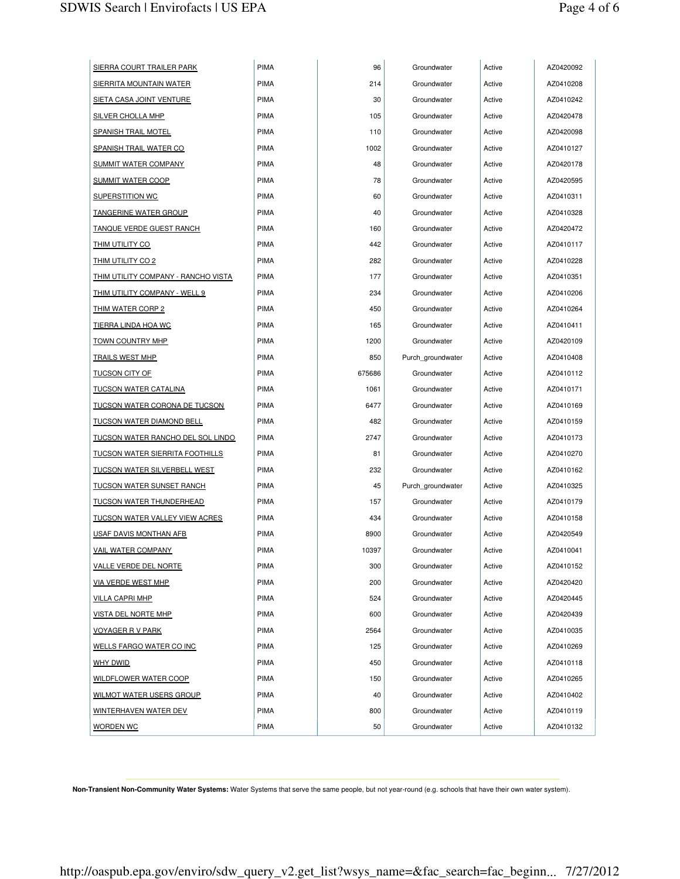| | | | | | |
|---|---|---|---|---|---|
| SIERRA COURT TRAILER PARK | PIMA | 96 | Groundwater | Active | AZ0420092 |
| SIERRITA MOUNTAIN WATER | PIMA | 214 | Groundwater | Active | AZ0410208 |
| SIETA CASA JOINT VENTURE | PIMA | 30 | Groundwater | Active | AZ0410242 |
| SILVER CHOLLA MHP | PIMA | 105 | Groundwater | Active | AZ0420478 |
| SPANISH TRAIL MOTEL | PIMA | 110 | Groundwater | Active | AZ0420098 |
| SPANISH TRAIL WATER CO | PIMA | 1002 | Groundwater | Active | AZ0410127 |
| SUMMIT WATER COMPANY | PIMA | 48 | Groundwater | Active | AZ0420178 |
| SUMMIT WATER COOP | PIMA | 78 | Groundwater | Active | AZ0420595 |
| SUPERSTITION WC | PIMA | 60 | Groundwater | Active | AZ0410311 |
| TANGERINE WATER GROUP | PIMA | 40 | Groundwater | Active | AZ0410328 |
| TANQUE VERDE GUEST RANCH | PIMA | 160 | Groundwater | Active | AZ0420472 |
| THIM UTILITY CO | PIMA | 442 | Groundwater | Active | AZ0410117 |
| THIM UTILITY CO 2 | PIMA | 282 | Groundwater | Active | AZ0410228 |
| THIM UTILITY COMPANY - RANCHO VISTA | PIMA | 177 | Groundwater | Active | AZ0410351 |
| THIM UTILITY COMPANY - WELL 9 | PIMA | 234 | Groundwater | Active | AZ0410206 |
| THIM WATER CORP 2 | PIMA | 450 | Groundwater | Active | AZ0410264 |
| TIERRA LINDA HOA WC | PIMA | 165 | Groundwater | Active | AZ0410411 |
| TOWN COUNTRY MHP | PIMA | 1200 | Groundwater | Active | AZ0420109 |
| TRAILS WEST MHP | PIMA | 850 | Purch_groundwater | Active | AZ0410408 |
| TUCSON CITY OF | PIMA | 675686 | Groundwater | Active | AZ0410112 |
| TUCSON WATER CATALINA | PIMA | 1061 | Groundwater | Active | AZ0410171 |
| TUCSON WATER CORONA DE TUCSON | PIMA | 6477 | Groundwater | Active | AZ0410169 |
| TUCSON WATER DIAMOND BELL | PIMA | 482 | Groundwater | Active | AZ0410159 |
| TUCSON WATER RANCHO DEL SOL LINDO | PIMA | 2747 | Groundwater | Active | AZ0410173 |
| TUCSON WATER SIERRITA FOOTHILLS | PIMA | 81 | Groundwater | Active | AZ0410270 |
| TUCSON WATER SILVERBELL WEST | PIMA | 232 | Groundwater | Active | AZ0410162 |
| TUCSON WATER SUNSET RANCH | PIMA | 45 | Purch_groundwater | Active | AZ0410325 |
| TUCSON WATER THUNDERHEAD | PIMA | 157 | Groundwater | Active | AZ0410179 |
| TUCSON WATER VALLEY VIEW ACRES | PIMA | 434 | Groundwater | Active | AZ0410158 |
| USAF DAVIS MONTHAN AFB | PIMA | 8900 | Groundwater | Active | AZ0420549 |
| VAIL WATER COMPANY | PIMA | 10397 | Groundwater | Active | AZ0410041 |
| VALLE VERDE DEL NORTE | PIMA | 300 | Groundwater | Active | AZ0410152 |
| VIA VERDE WEST MHP | PIMA | 200 | Groundwater | Active | AZ0420420 |
| VILLA CAPRI MHP | PIMA | 524 | Groundwater | Active | AZ0420445 |
| VISTA DEL NORTE MHP | PIMA | 600 | Groundwater | Active | AZ0420439 |
| VOYAGER R V PARK | PIMA | 2564 | Groundwater | Active | AZ0410035 |
| WELLS FARGO WATER CO INC | PIMA | 125 | Groundwater | Active | AZ0410269 |
| WHY DWID | PIMA | 450 | Groundwater | Active | AZ0410118 |
| WILDFLOWER WATER COOP | PIMA | 150 | Groundwater | Active | AZ0410265 |
| WILMOT WATER USERS GROUP | PIMA | 40 | Groundwater | Active | AZ0410402 |
| WINTERHAVEN WATER DEV | PIMA | 800 | Groundwater | Active | AZ0410119 |
| WORDEN WC | PIMA | 50 | Groundwater | Active | AZ0410132 |

**Non-Transient Non-Community Water Systems:** Water Systems that serve the same people, but not year-round (e.g. schools that have their own water system).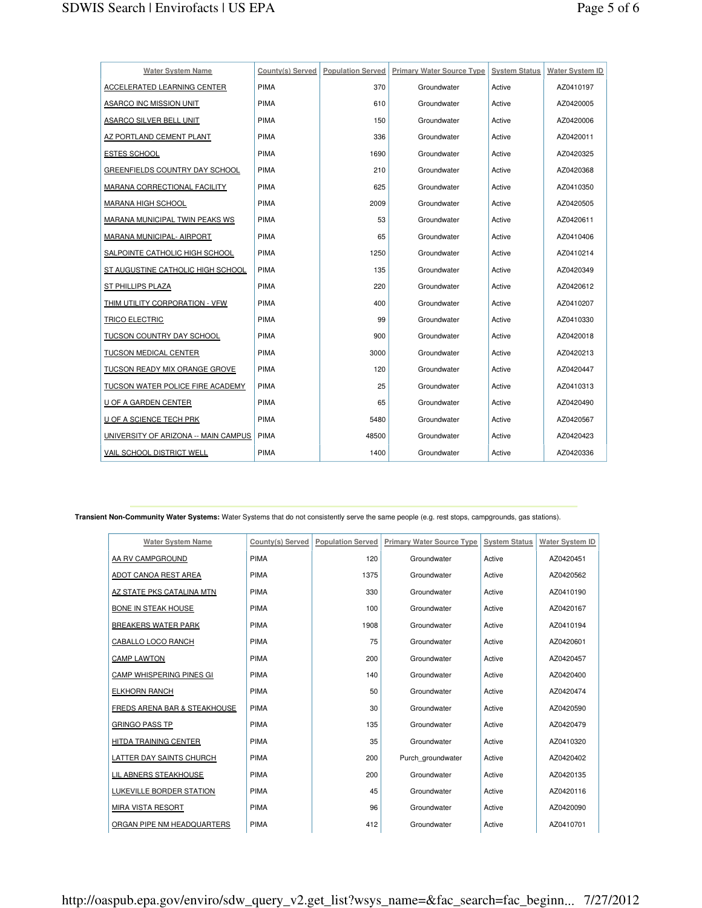| Water System Name | County(s) Served | Population Served | Primary Water Source Type | System Status | Water System ID |
|---|---|---|---|---|---|
| ACCELERATED LEARNING CENTER | PIMA | 370 | Groundwater | Active | AZ0410197 |
| ASARCO INC MISSION UNIT | PIMA | 610 | Groundwater | Active | AZ0420005 |
| ASARCO SILVER BELL UNIT | PIMA | 150 | Groundwater | Active | AZ0420006 |
| AZ PORTLAND CEMENT PLANT | PIMA | 336 | Groundwater | Active | AZ0420011 |
| ESTES SCHOOL | PIMA | 1690 | Groundwater | Active | AZ0420325 |
| GREENFIELDS COUNTRY DAY SCHOOL | PIMA | 210 | Groundwater | Active | AZ0420368 |
| MARANA CORRECTIONAL FACILITY | PIMA | 625 | Groundwater | Active | AZ0410350 |
| MARANA HIGH SCHOOL | PIMA | 2009 | Groundwater | Active | AZ0420505 |
| MARANA MUNICIPAL TWIN PEAKS WS | PIMA | 53 | Groundwater | Active | AZ0420611 |
| MARANA MUNICIPAL- AIRPORT | PIMA | 65 | Groundwater | Active | AZ0410406 |
| SALPOINTE CATHOLIC HIGH SCHOOL | PIMA | 1250 | Groundwater | Active | AZ0410214 |
| ST AUGUSTINE CATHOLIC HIGH SCHOOL | PIMA | 135 | Groundwater | Active | AZ0420349 |
| ST PHILLIPS PLAZA | PIMA | 220 | Groundwater | Active | AZ0420612 |
| THIM UTILITY CORPORATION - VFW | PIMA | 400 | Groundwater | Active | AZ0410207 |
| TRICO ELECTRIC | PIMA | 99 | Groundwater | Active | AZ0410330 |
| TUCSON COUNTRY DAY SCHOOL | PIMA | 900 | Groundwater | Active | AZ0420018 |
| TUCSON MEDICAL CENTER | PIMA | 3000 | Groundwater | Active | AZ0420213 |
| TUCSON READY MIX ORANGE GROVE | PIMA | 120 | Groundwater | Active | AZ0420447 |
| TUCSON WATER POLICE FIRE ACADEMY | PIMA | 25 | Groundwater | Active | AZ0410313 |
| U OF A GARDEN CENTER | PIMA | 65 | Groundwater | Active | AZ0420490 |
| U OF A SCIENCE TECH PRK | PIMA | 5480 | Groundwater | Active | AZ0420567 |
| UNIVERSITY OF ARIZONA -- MAIN CAMPUS | PIMA | 48500 | Groundwater | Active | AZ0420423 |
| VAIL SCHOOL DISTRICT WELL | PIMA | 1400 | Groundwater | Active | AZ0420336 |

**Transient Non-Community Water Systems:** Water Systems that do not consistently serve the same people (e.g. rest stops, campgrounds, gas stations).

| Water System Name | County(s) Served | Population Served | Primary Water Source Type | System Status | Water System ID |
|---|---|---|---|---|---|
| AA RV CAMPGROUND | PIMA | 120 | Groundwater | Active | AZ0420451 |
| ADOT CANOA REST AREA | PIMA | 1375 | Groundwater | Active | AZ0420562 |
| AZ STATE PKS CATALINA MTN | PIMA | 330 | Groundwater | Active | AZ0410190 |
| BONE IN STEAK HOUSE | PIMA | 100 | Groundwater | Active | AZ0420167 |
| BREAKERS WATER PARK | PIMA | 1908 | Groundwater | Active | AZ0410194 |
| CABALLO LOCO RANCH | PIMA | 75 | Groundwater | Active | AZ0420601 |
| CAMP LAWTON | PIMA | 200 | Groundwater | Active | AZ0420457 |
| CAMP WHISPERING PINES GI | PIMA | 140 | Groundwater | Active | AZ0420400 |
| ELKHORN RANCH | PIMA | 50 | Groundwater | Active | AZ0420474 |
| FREDS ARENA BAR & STEAKHOUSE | PIMA | 30 | Groundwater | Active | AZ0420590 |
| GRINGO PASS TP | PIMA | 135 | Groundwater | Active | AZ0420479 |
| HITDA TRAINING CENTER | PIMA | 35 | Groundwater | Active | AZ0410320 |
| LATTER DAY SAINTS CHURCH | PIMA | 200 | Purch_groundwater | Active | AZ0420402 |
| LIL ABNERS STEAKHOUSE | PIMA | 200 | Groundwater | Active | AZ0420135 |
| LUKEVILLE BORDER STATION | PIMA | 45 | Groundwater | Active | AZ0420116 |
| MIRA VISTA RESORT | PIMA | 96 | Groundwater | Active | AZ0420090 |
| ORGAN PIPE NM HEADQUARTERS | PIMA | 412 | Groundwater | Active | AZ0410701 |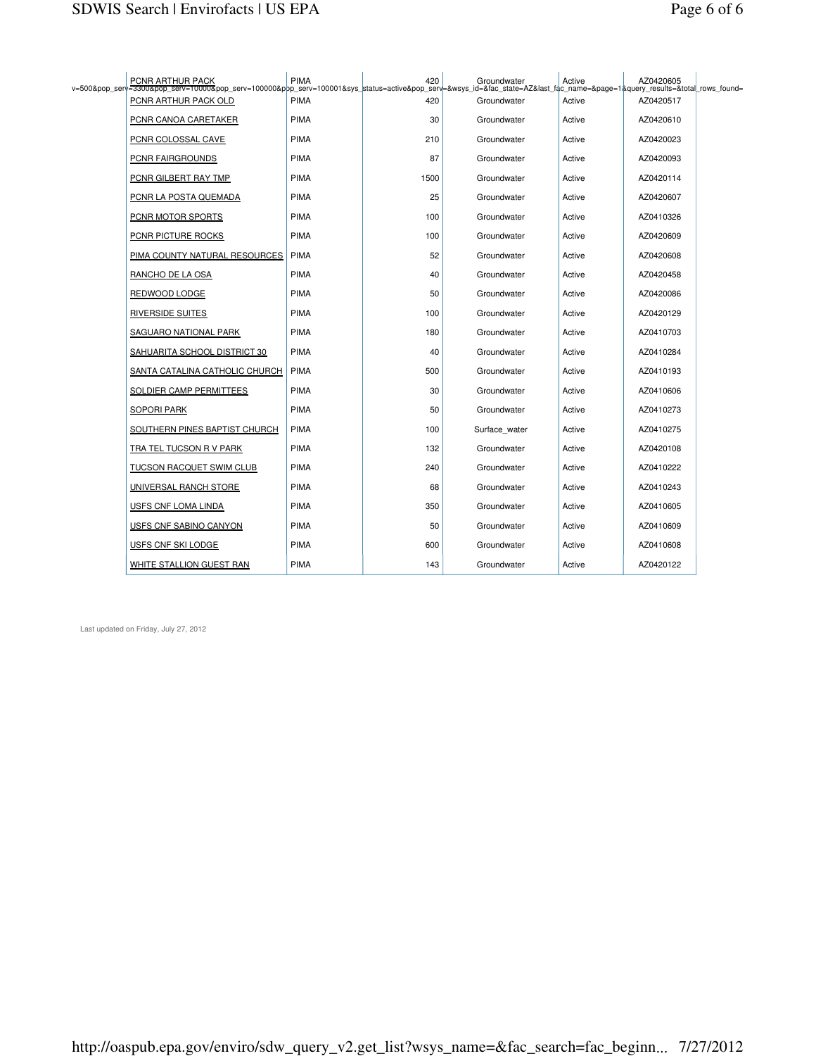| | | | | | |
|---|---|---|---|---|---|
| PCNR ARTHUR PACK | PIMA | 420 | Groundwater | Active | AZ0420605 |
| PCNR ARTHUR PACK OLD | PIMA | 420 | Groundwater | Active | AZ0420517 |
| PCNR CANOA CARETAKER | PIMA | 30 | Groundwater | Active | AZ0420610 |
| PCNR COLOSSAL CAVE | PIMA | 210 | Groundwater | Active | AZ0420023 |
| PCNR FAIRGROUNDS | PIMA | 87 | Groundwater | Active | AZ0420093 |
| PCNR GILBERT RAY TMP | PIMA | 1500 | Groundwater | Active | AZ0420114 |
| PCNR LA POSTA QUEMADA | PIMA | 25 | Groundwater | Active | AZ0420607 |
| PCNR MOTOR SPORTS | PIMA | 100 | Groundwater | Active | AZ0410326 |
| PCNR PICTURE ROCKS | PIMA | 100 | Groundwater | Active | AZ0420609 |
| PIMA COUNTY NATURAL RESOURCES | PIMA | 52 | Groundwater | Active | AZ0420608 |
| RANCHO DE LA OSA | PIMA | 40 | Groundwater | Active | AZ0420458 |
| REDWOOD LODGE | PIMA | 50 | Groundwater | Active | AZ0420086 |
| RIVERSIDE SUITES | PIMA | 100 | Groundwater | Active | AZ0420129 |
| SAGUARO NATIONAL PARK | PIMA | 180 | Groundwater | Active | AZ0410703 |
| SAHUARITA SCHOOL DISTRICT 30 | PIMA | 40 | Groundwater | Active | AZ0410284 |
| SANTA CATALINA CATHOLIC CHURCH | PIMA | 500 | Groundwater | Active | AZ0410193 |
| SOLDIER CAMP PERMITTEES | PIMA | 30 | Groundwater | Active | AZ0410606 |
| SOPORI PARK | PIMA | 50 | Groundwater | Active | AZ0410273 |
| SOUTHERN PINES BAPTIST CHURCH | PIMA | 100 | Surface_water | Active | AZ0410275 |
| TRA TEL TUCSON R V PARK | PIMA | 132 | Groundwater | Active | AZ0420108 |
| TUCSON RACQUET SWIM CLUB | PIMA | 240 | Groundwater | Active | AZ0410222 |
| UNIVERSAL RANCH STORE | PIMA | 68 | Groundwater | Active | AZ0410243 |
| USFS CNF LOMA LINDA | PIMA | 350 | Groundwater | Active | AZ0410605 |
| USFS CNF SABINO CANYON | PIMA | 50 | Groundwater | Active | AZ0410609 |
| USFS CNF SKI LODGE | PIMA | 600 | Groundwater | Active | AZ0410608 |
| WHITE STALLION GUEST RAN | PIMA | 143 | Groundwater | Active | AZ0420122 |

Last updated on Friday, July 27, 2012